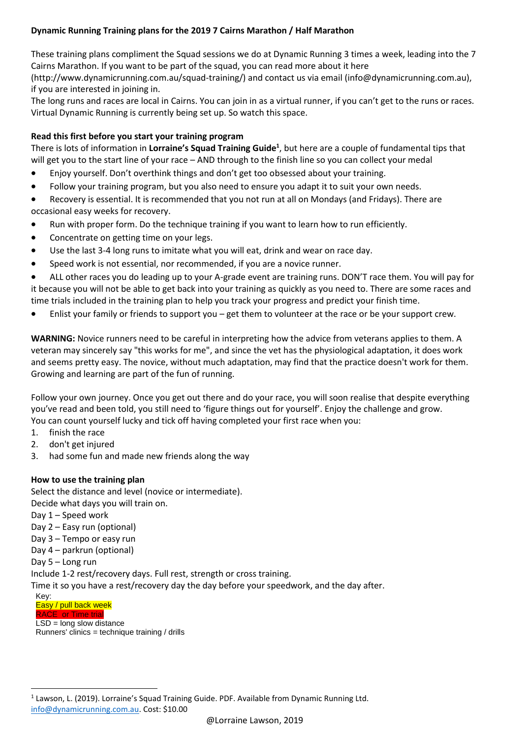**Dynamic Running Training plans for the 2019 7 Cairns Marathon / Half Marathon**

These training plans compliment the Squad sessions we do at Dynamic Running 3 times a week, leading into the 7 Cairns Marathon. If you want to be part of the squad, you can read more about it here (http://www.dynamicrunning.com.au/squad-training/) and contact us via email (info@dynamicrunning.com.au), if you are interested in joining in.

The long runs and races are local in Cairns. You can join in as a virtual runner, if you can't get to the runs or races. Virtual Dynamic Running is currently being set up. So watch this space.

**Read this first before you start your training program**

There is lots of information in **Lorraine's Squad Training Guide**[1], but here are a couple of fundamental tips that will get you to the start line of your race – AND through to the finish line so you can collect your medal

- Enjoy yourself. Don't overthink things and don't get too obsessed about your training.
- Follow your training program, but you also need to ensure you adapt it to suit your own needs.
- Recovery is essential. It is recommended that you not run at all on Mondays (and Fridays). There are occasional easy weeks for recovery.
- Run with proper form. Do the technique training if you want to learn how to run efficiently.
- Concentrate on getting time on your legs.
- Use the last 3-4 long runs to imitate what you will eat, drink and wear on race day.
- Speed work is not essential, nor recommended, if you are a novice runner.
- ALL other races you do leading up to your A-grade event are training runs. DON'T race them. You will pay for it because you will not be able to get back into your training as quickly as you need to. There are some races and time trials included in the training plan to help you track your progress and predict your finish time.
- Enlist your family or friends to support you – get them to volunteer at the race or be your support crew.

**WARNING:** Novice runners need to be careful in interpreting how the advice from veterans applies to them. A veteran may sincerely say "this works for me", and since the vet has the physiological adaptation, it does work and seems pretty easy. The novice, without much adaptation, may find that the practice doesn't work for them. Growing and learning are part of the fun of running.

Follow your own journey. Once you get out there and do your race, you will soon realise that despite everything you've read and been told, you still need to 'figure things out for yourself'. Enjoy the challenge and grow.

You can count yourself lucky and tick off having completed your first race when you:

1. finish the race
2. don't get injured
3. had some fun and made new friends along the way

**How to use the training plan**

Select the distance and level (novice or intermediate).

Decide what days you will train on.

Day 1 – Speed work

Day 2 – Easy run (optional)

Day 3 – Tempo or easy run

Day 4 – parkrun (optional)

Day 5 – Long run

Include 1-2 rest/recovery days. Full rest, strength or cross training.

Time it so you have a rest/recovery day the day before your speedwork, and the day after.

Key:

Easy / pull back week

RACE or Time trial

LSD = long slow distance

Runners' clinics = technique training / drills

---

[1] Lawson, L. (2019). Lorraine's Squad Training Guide. PDF. Available from Dynamic Running Ltd. info@dynamicrunning.com.au. Cost: $10.00

@Lorraine Lawson, 2019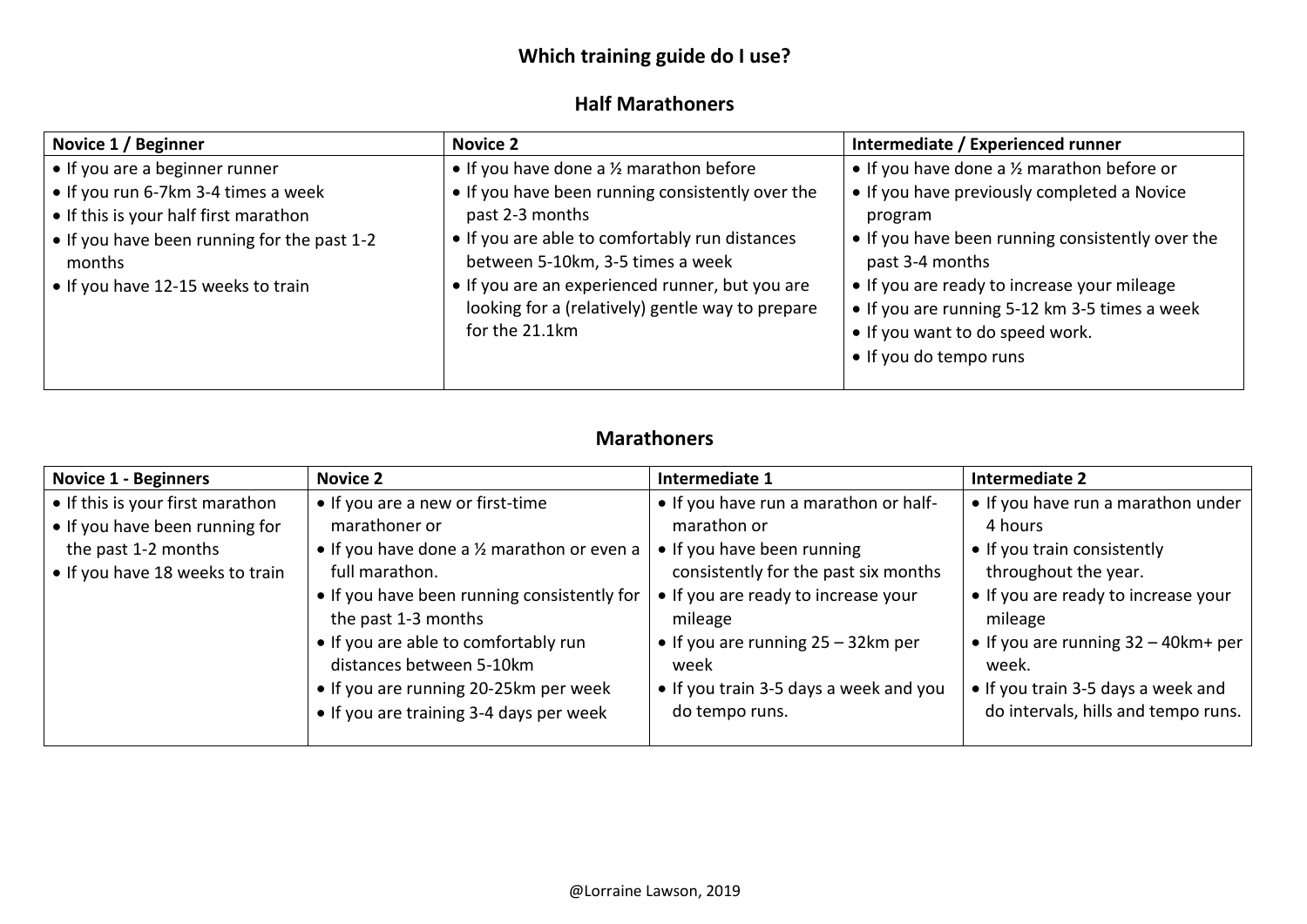# Which training guide do I use?

## Half Marathoners

| Novice 1 / Beginner | Novice 2 | Intermediate / Experienced runner |
| --- | --- | --- |
| • If you are a beginner runner<br>• If you run 6-7km 3-4 times a week<br>• If this is your half first marathon<br>• If you have been running for the past 1-2 months<br>• If you have 12-15 weeks to train | • If you have done a ½ marathon before<br>• If you have been running consistently over the past 2-3 months<br>• If you are able to comfortably run distances between 5-10km, 3-5 times a week<br>• If you are an experienced runner, but you are looking for a (relatively) gentle way to prepare for the 21.1km | • If you have done a ½ marathon before or<br>• If you have previously completed a Novice program<br>• If you have been running consistently over the past 3-4 months<br>• If you are ready to increase your mileage<br>• If you are running 5-12 km 3-5 times a week<br>• If you want to do speed work.<br>• If you do tempo runs |

## Marathoners

| Novice 1 - Beginners | Novice 2 | Intermediate 1 | Intermediate 2 |
| --- | --- | --- | --- |
| • If this is your first marathon<br>• If you have been running for the past 1-2 months<br>• If you have 18 weeks to train | • If you are a new or first-time marathoner or<br>• If you have done a ½ marathon or even a full marathon.<br>• If you have been running consistently for the past 1-3 months<br>• If you are able to comfortably run distances between 5-10km<br>• If you are running 20-25km per week<br>• If you are training 3-4 days per week | • If you have run a marathon or half-marathon or<br>• If you have been running consistently for the past six months<br>• If you are ready to increase your mileage<br>• If you are running 25 – 32km per week<br>• If you train 3-5 days a week and you do tempo runs. | • If you have run a marathon under 4 hours<br>• If you train consistently throughout the year.<br>• If you are ready to increase your mileage<br>• If you are running 32 – 40km+ per week.<br>• If you train 3-5 days a week and do intervals, hills and tempo runs. |

@Lorraine Lawson, 2019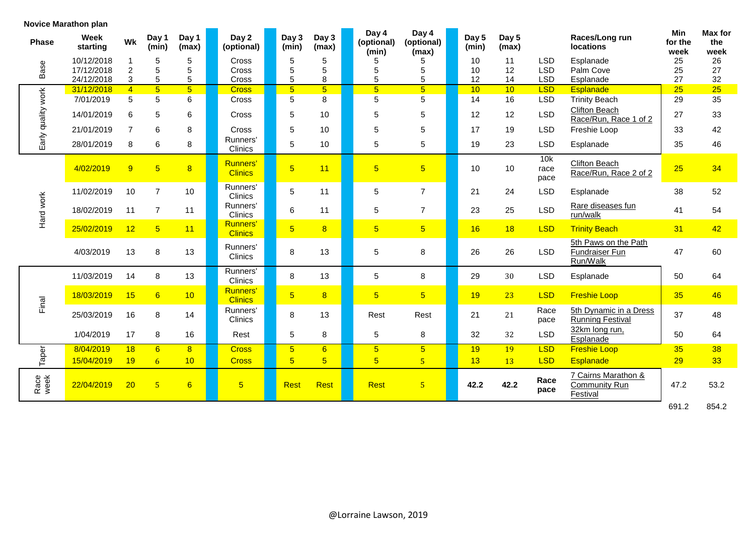**Novice Marathon plan**

| Phase | Week starting | Wk | Day 1 (min) | Day 1 (max) | Day 2 (optional) | Day 3 (min) | Day 3 (max) | Day 4 (optional) (min) | Day 4 (optional) (max) | Day 5 (min) | Day 5 (max) | | Races/Long run locations | Min for the week | Max for the week |
|---|---|---|---|---|---|---|---|---|---|---|---|---|---|---|---|
| Base | 10/12/2018 | 1 | 5 | 5 | Cross | 5 | 5 | 5 | 5 | 10 | 11 | LSD | Esplanade | 25 | 26 |
| | 17/12/2018 | 2 | 5 | 5 | Cross | 5 | 5 | 5 | 5 | 10 | 12 | LSD | Palm Cove | 25 | 27 |
| | 24/12/2018 | 3 | 5 | 5 | Cross | 5 | 8 | 5 | 5 | 12 | 14 | LSD | Esplanade | 27 | 32 |
| Early quality work | 31/12/2018 | 4 | 5 | 5 | Cross | 5 | 5 | 5 | 5 | 10 | 10 | LSD | Esplanade | 25 | 25 |
| | 7/01/2019 | 5 | 5 | 6 | Cross | 5 | 8 | 5 | 5 | 14 | 16 | LSD | Trinity Beach | 29 | 35 |
| | 14/01/2019 | 6 | 5 | 6 | Cross | 5 | 10 | 5 | 5 | 12 | 12 | LSD | Clifton Beach Race/Run, Race 1 of 2 | 27 | 33 |
| | 21/01/2019 | 7 | 6 | 8 | Cross | 5 | 10 | 5 | 5 | 17 | 19 | LSD | Freshie Loop | 33 | 42 |
| | 28/01/2019 | 8 | 6 | 8 | Runners' Clinics | 5 | 10 | 5 | 5 | 19 | 23 | LSD | Esplanade | 35 | 46 |
| Hard work | 4/02/2019 | 9 | 5 | 8 | Runners' Clinics | 5 | 11 | 5 | 5 | 10 | 10 | 10k race pace | Clifton Beach Race/Run, Race 2 of 2 | 25 | 34 |
| | 11/02/2019 | 10 | 7 | 10 | Runners' Clinics | 5 | 11 | 5 | 7 | 21 | 24 | LSD | Esplanade | 38 | 52 |
| | 18/02/2019 | 11 | 7 | 11 | Runners' Clinics | 6 | 11 | 5 | 7 | 23 | 25 | LSD | Rare diseases fun run/walk | 41 | 54 |
| | 25/02/2019 | 12 | 5 | 11 | Runners' Clinics | 5 | 8 | 5 | 5 | 16 | 18 | LSD | Trinity Beach | 31 | 42 |
| | 4/03/2019 | 13 | 8 | 13 | Runners' Clinics | 8 | 13 | 5 | 8 | 26 | 26 | LSD | 5th Paws on the Path Fundraiser Fun Run/Walk | 47 | 60 |
| Final | 11/03/2019 | 14 | 8 | 13 | Runners' Clinics | 8 | 13 | 5 | 8 | 29 | 30 | LSD | Esplanade | 50 | 64 |
| | 18/03/2019 | 15 | 6 | 10 | Runners' Clinics | 5 | 8 | 5 | 5 | 19 | 23 | LSD | Freshie Loop | 35 | 46 |
| | 25/03/2019 | 16 | 8 | 14 | Runners' Clinics | 8 | 13 | Rest | Rest | 21 | 21 | Race pace | 5th Dynamic in a Dress Running Festival | 37 | 48 |
| | 1/04/2019 | 17 | 8 | 16 | Rest | 5 | 8 | 5 | 8 | 32 | 32 | LSD | 32km long run, Esplanade | 50 | 64 |
| Taper | 8/04/2019 | 18 | 6 | 8 | Cross | 5 | 6 | 5 | 5 | 19 | 19 | LSD | Freshie Loop | 35 | 38 |
| | 15/04/2019 | 19 | 6 | 10 | Cross | 5 | 5 | 5 | 5 | 13 | 13 | LSD | Esplanade | 29 | 33 |
| Race week | 22/04/2019 | 20 | 5 | 6 | 5 | Rest | Rest | Rest | 5 | **42.2** | **42.2** | **Race pace** | 7 Cairns Marathon & Community Run Festival | 47.2 | 53.2 |
| | | | | | | | | | | | | | | 691.2 | 854.2 |

@Lorraine Lawson, 2019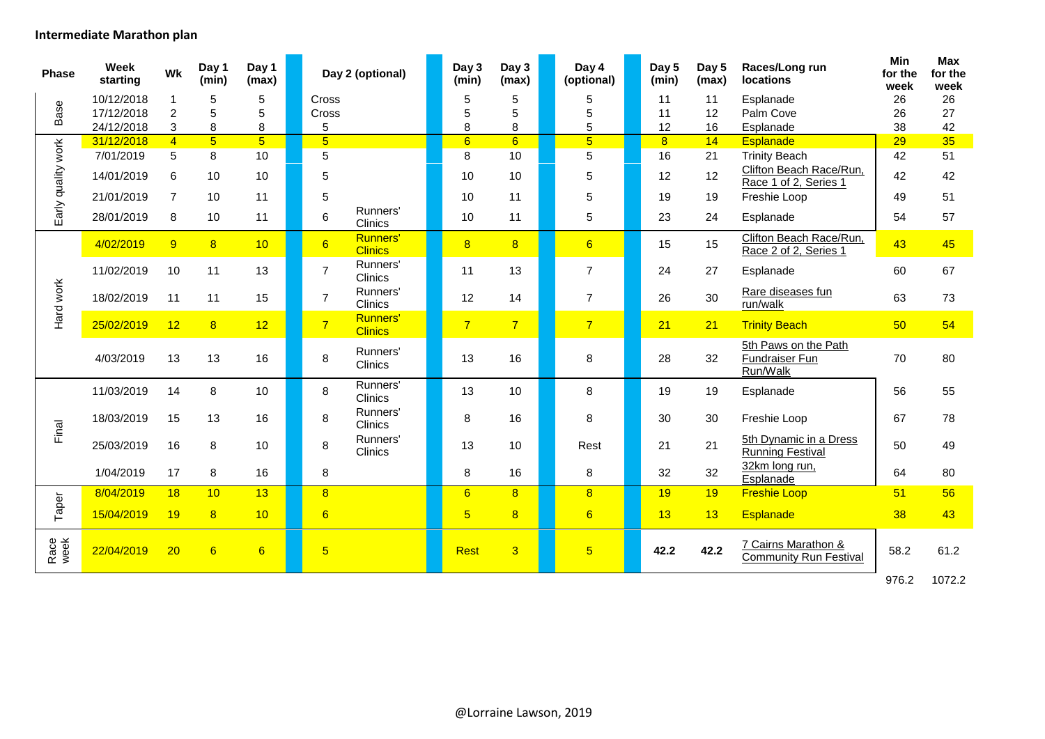**Intermediate Marathon plan**

| Phase | Week starting | Wk | Day 1 (min) | Day 1 (max) | Day 2 (optional) | | Day 3 (min) | Day 3 (max) | Day 4 (optional) | Day 5 (min) | Day 5 (max) | Races/Long run locations | Min for the week | Max for the week |
|---|---|---|---|---|---|---|---|---|---|---|---|---|---|---|
| Base | 10/12/2018 | 1 | 5 | 5 | Cross | | 5 | 5 | 5 | 11 | 11 | Esplanade | 26 | 26 |
| | 17/12/2018 | 2 | 5 | 5 | Cross | | 5 | 5 | 5 | 11 | 12 | Palm Cove | 26 | 27 |
| | 24/12/2018 | 3 | 8 | 8 | 5 | | 8 | 8 | 5 | 12 | 16 | Esplanade | 38 | 42 |
| Early quality work | 31/12/2018 | 4 | 5 | 5 | 5 | | 6 | 6 | 5 | 8 | 14 | Esplanade | 29 | 35 |
| | 7/01/2019 | 5 | 8 | 10 | 5 | | 8 | 10 | 5 | 16 | 21 | Trinity Beach | 42 | 51 |
| | 14/01/2019 | 6 | 10 | 10 | 5 | | 10 | 10 | 5 | 12 | 12 | Clifton Beach Race/Run, Race 1 of 2, Series 1 | 42 | 42 |
| | 21/01/2019 | 7 | 10 | 11 | 5 | | 10 | 11 | 5 | 19 | 19 | Freshie Loop | 49 | 51 |
| | 28/01/2019 | 8 | 10 | 11 | 6 | Runners' Clinics | 10 | 11 | 5 | 23 | 24 | Esplanade | 54 | 57 |
| Hard work | 4/02/2019 | 9 | 8 | 10 | 6 | Runners' Clinics | 8 | 8 | 6 | 15 | 15 | Clifton Beach Race/Run, Race 2 of 2, Series 1 | 43 | 45 |
| | 11/02/2019 | 10 | 11 | 13 | 7 | Runners' Clinics | 11 | 13 | 7 | 24 | 27 | Esplanade | 60 | 67 |
| | 18/02/2019 | 11 | 11 | 15 | 7 | Runners' Clinics | 12 | 14 | 7 | 26 | 30 | Rare diseases fun run/walk | 63 | 73 |
| | 25/02/2019 | 12 | 8 | 12 | 7 | Runners' Clinics | 7 | 7 | 7 | 21 | 21 | Trinity Beach | 50 | 54 |
| | 4/03/2019 | 13 | 13 | 16 | 8 | Runners' Clinics | 13 | 16 | 8 | 28 | 32 | 5th Paws on the Path Fundraiser Fun Run/Walk | 70 | 80 |
| Final | 11/03/2019 | 14 | 8 | 10 | 8 | Runners' Clinics | 13 | 10 | 8 | 19 | 19 | Esplanade | 56 | 55 |
| | 18/03/2019 | 15 | 13 | 16 | 8 | Runners' Clinics | 8 | 16 | 8 | 30 | 30 | Freshie Loop | 67 | 78 |
| | 25/03/2019 | 16 | 8 | 10 | 8 | Runners' Clinics | 13 | 10 | Rest | 21 | 21 | 5th Dynamic in a Dress Running Festival | 50 | 49 |
| | 1/04/2019 | 17 | 8 | 16 | 8 | | 8 | 16 | 8 | 32 | 32 | 32km long run, Esplanade | 64 | 80 |
| Taper | 8/04/2019 | 18 | 10 | 13 | 8 | | 6 | 8 | 8 | 19 | 19 | Freshie Loop | 51 | 56 |
| | 15/04/2019 | 19 | 8 | 10 | 6 | | 5 | 8 | 6 | 13 | 13 | Esplanade | 38 | 43 |
| Race week | 22/04/2019 | 20 | 6 | 6 | 5 | | Rest | 3 | 5 | **42.2** | **42.2** | 7 Cairns Marathon & Community Run Festival | 58.2 | 61.2 |
| | | | | | | | | | | | | | 976.2 | 1072.2 |

@Lorraine Lawson, 2019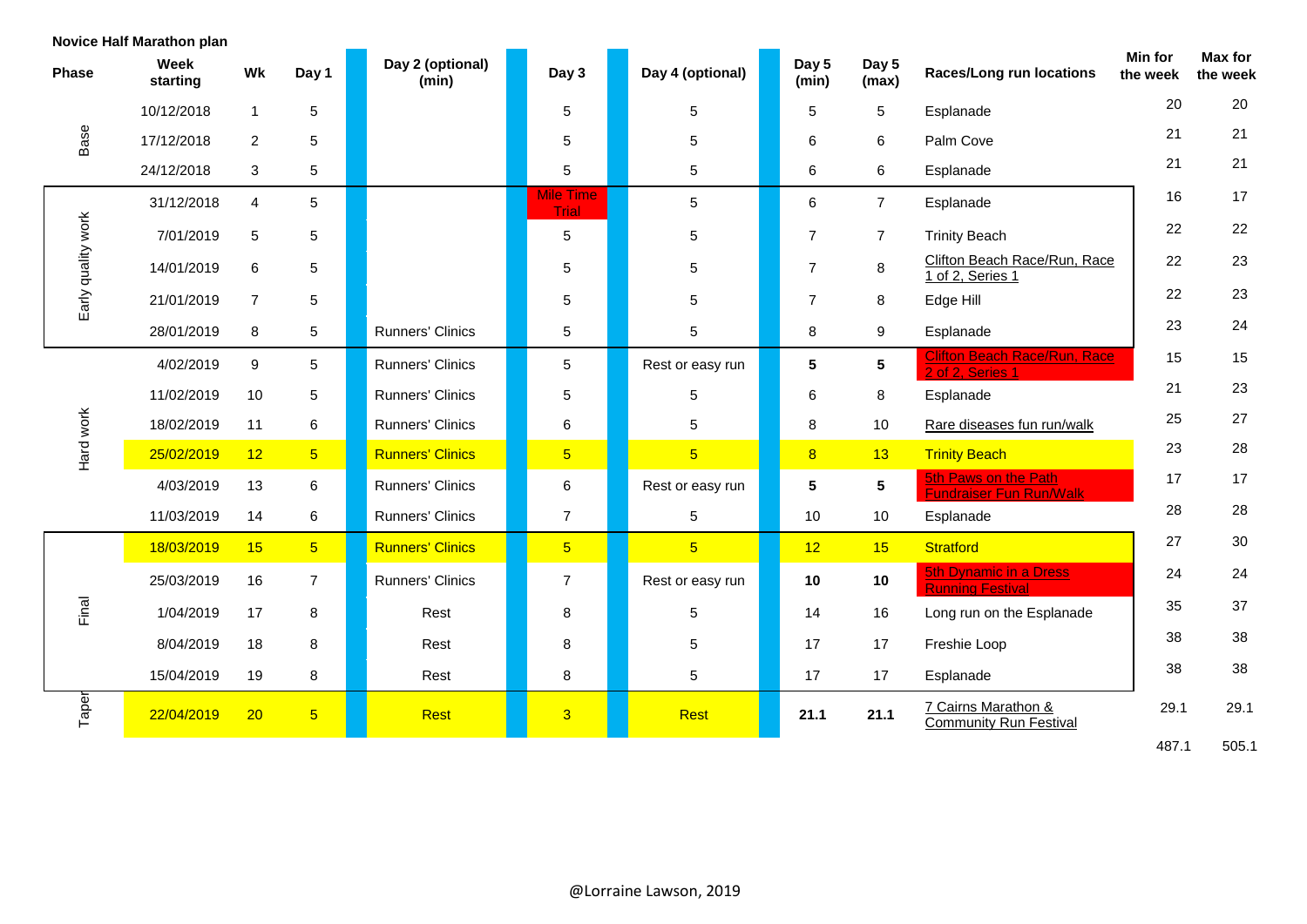**Novice Half Marathon plan**

| Phase | Week starting | Wk | Day 1 | Day 2 (optional) (min) | Day 3 | Day 4 (optional) | Day 5 (min) | Day 5 (max) | Races/Long run locations | Min for the week | Max for the week |
|---|---|---|---|---|---|---|---|---|---|---|---|
| Base | 10/12/2018 | 1 | 5 | | 5 | 5 | 5 | 5 | Esplanade | 20 | 20 |
| | 17/12/2018 | 2 | 5 | | 5 | 5 | 6 | 6 | Palm Cove | 21 | 21 |
| | 24/12/2018 | 3 | 5 | | 5 | 5 | 6 | 6 | Esplanade | 21 | 21 |
| Early quality work | 31/12/2018 | 4 | 5 | | Mile Time Trial | 5 | 6 | 7 | Esplanade | 16 | 17 |
| | 7/01/2019 | 5 | 5 | | 5 | 5 | 7 | 7 | Trinity Beach | 22 | 22 |
| | 14/01/2019 | 6 | 5 | | 5 | 5 | 7 | 8 | Clifton Beach Race/Run, Race 1 of 2, Series 1 | 22 | 23 |
| | 21/01/2019 | 7 | 5 | | 5 | 5 | 7 | 8 | Edge Hill | 22 | 23 |
| | 28/01/2019 | 8 | 5 | Runners' Clinics | 5 | 5 | 8 | 9 | Esplanade | 23 | 24 |
| Hard work | 4/02/2019 | 9 | 5 | Runners' Clinics | 5 | Rest or easy run | **5** | **5** | Clifton Beach Race/Run, Race 2 of 2, Series 1 | 15 | 15 |
| | 11/02/2019 | 10 | 5 | Runners' Clinics | 5 | 5 | 6 | 8 | Esplanade | 21 | 23 |
| | 18/02/2019 | 11 | 6 | Runners' Clinics | 6 | 5 | 8 | 10 | Rare diseases fun run/walk | 25 | 27 |
| | 25/02/2019 | 12 | 5 | Runners' Clinics | 5 | 5 | 8 | 13 | Trinity Beach | 23 | 28 |
| | 4/03/2019 | 13 | 6 | Runners' Clinics | 6 | Rest or easy run | **5** | **5** | 5th Paws on the Path Fundraiser Fun Run/Walk | 17 | 17 |
| | 11/03/2019 | 14 | 6 | Runners' Clinics | 7 | 5 | 10 | 10 | Esplanade | 28 | 28 |
| Final | 18/03/2019 | 15 | 5 | Runners' Clinics | 5 | 5 | 12 | 15 | Stratford | 27 | 30 |
| | 25/03/2019 | 16 | 7 | Runners' Clinics | 7 | Rest or easy run | **10** | **10** | 5th Dynamic in a Dress Running Festival | 24 | 24 |
| | 1/04/2019 | 17 | 8 | Rest | 8 | 5 | 14 | 16 | Long run on the Esplanade | 35 | 37 |
| | 8/04/2019 | 18 | 8 | Rest | 8 | 5 | 17 | 17 | Freshie Loop | 38 | 38 |
| | 15/04/2019 | 19 | 8 | Rest | 8 | 5 | 17 | 17 | Esplanade | 38 | 38 |
| Taper | 22/04/2019 | 20 | 5 | Rest | 3 | Rest | **21.1** | **21.1** | 7 Cairns Marathon & Community Run Festival | 29.1 | 29.1 |
| | | | | | | | | | | 487.1 | 505.1 |

@Lorraine Lawson, 2019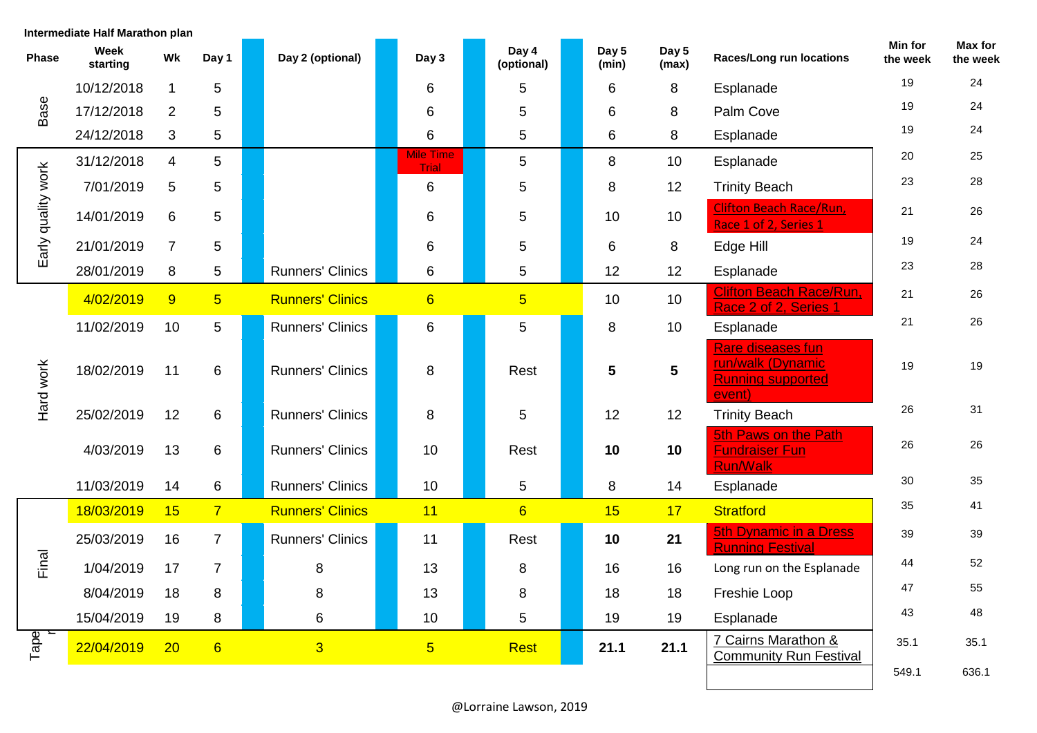**Intermediate Half Marathon plan**

| Phase | Week starting | Wk | Day 1 | Day 2 (optional) | Day 3 | Day 4 (optional) | Day 5 (min) | Day 5 (max) | Races/Long run locations | Min for the week | Max for the week |
|---|---|---|---|---|---|---|---|---|---|---|---|
| Base | 10/12/2018 | 1 | 5 | | 6 | 5 | 6 | 8 | Esplanade | 19 | 24 |
| | 17/12/2018 | 2 | 5 | | 6 | 5 | 6 | 8 | Palm Cove | 19 | 24 |
| | 24/12/2018 | 3 | 5 | | 6 | 5 | 6 | 8 | Esplanade | 19 | 24 |
| Early quality work | 31/12/2018 | 4 | 5 | | Mile Time Trial | 5 | 8 | 10 | Esplanade | 20 | 25 |
| | 7/01/2019 | 5 | 5 | | 6 | 5 | 8 | 12 | Trinity Beach | 23 | 28 |
| | 14/01/2019 | 6 | 5 | | 6 | 5 | 10 | 10 | Clifton Beach Race/Run, Race 1 of 2, Series 1 | 21 | 26 |
| | 21/01/2019 | 7 | 5 | | 6 | 5 | 6 | 8 | Edge Hill | 19 | 24 |
| | 28/01/2019 | 8 | 5 | Runners' Clinics | 6 | 5 | 12 | 12 | Esplanade | 23 | 28 |
| Hard work | 4/02/2019 | 9 | 5 | Runners' Clinics | 6 | 5 | 10 | 10 | Clifton Beach Race/Run, Race 2 of 2, Series 1 | 21 | 26 |
| | 11/02/2019 | 10 | 5 | Runners' Clinics | 6 | 5 | 8 | 10 | Esplanade | 21 | 26 |
| | 18/02/2019 | 11 | 6 | Runners' Clinics | 8 | Rest | **5** | **5** | Rare diseases fun run/walk (Dynamic Running supported event) | 19 | 19 |
| | 25/02/2019 | 12 | 6 | Runners' Clinics | 8 | 5 | 12 | 12 | Trinity Beach | 26 | 31 |
| | 4/03/2019 | 13 | 6 | Runners' Clinics | 10 | Rest | **10** | **10** | 5th Paws on the Path Fundraiser Fun Run/Walk | 26 | 26 |
| | 11/03/2019 | 14 | 6 | Runners' Clinics | 10 | 5 | 8 | 14 | Esplanade | 30 | 35 |
| Final | 18/03/2019 | 15 | 7 | Runners' Clinics | 11 | 6 | 15 | 17 | Stratford | 35 | 41 |
| | 25/03/2019 | 16 | 7 | Runners' Clinics | 11 | Rest | **10** | **21** | 5th Dynamic in a Dress Running Festival | 39 | 39 |
| | 1/04/2019 | 17 | 7 | 8 | 13 | 8 | 16 | 16 | Long run on the Esplanade | 44 | 52 |
| | 8/04/2019 | 18 | 8 | 8 | 13 | 8 | 18 | 18 | Freshie Loop | 47 | 55 |
| | 15/04/2019 | 19 | 8 | 6 | 10 | 5 | 19 | 19 | Esplanade | 43 | 48 |
| Taper | 22/04/2019 | 20 | 6 | 3 | 5 | Rest | **21.1** | **21.1** | 7 Cairns Marathon & Community Run Festival | 35.1 | 35.1 |
| | | | | | | | | | | 549.1 | 636.1 |

@Lorraine Lawson, 2019